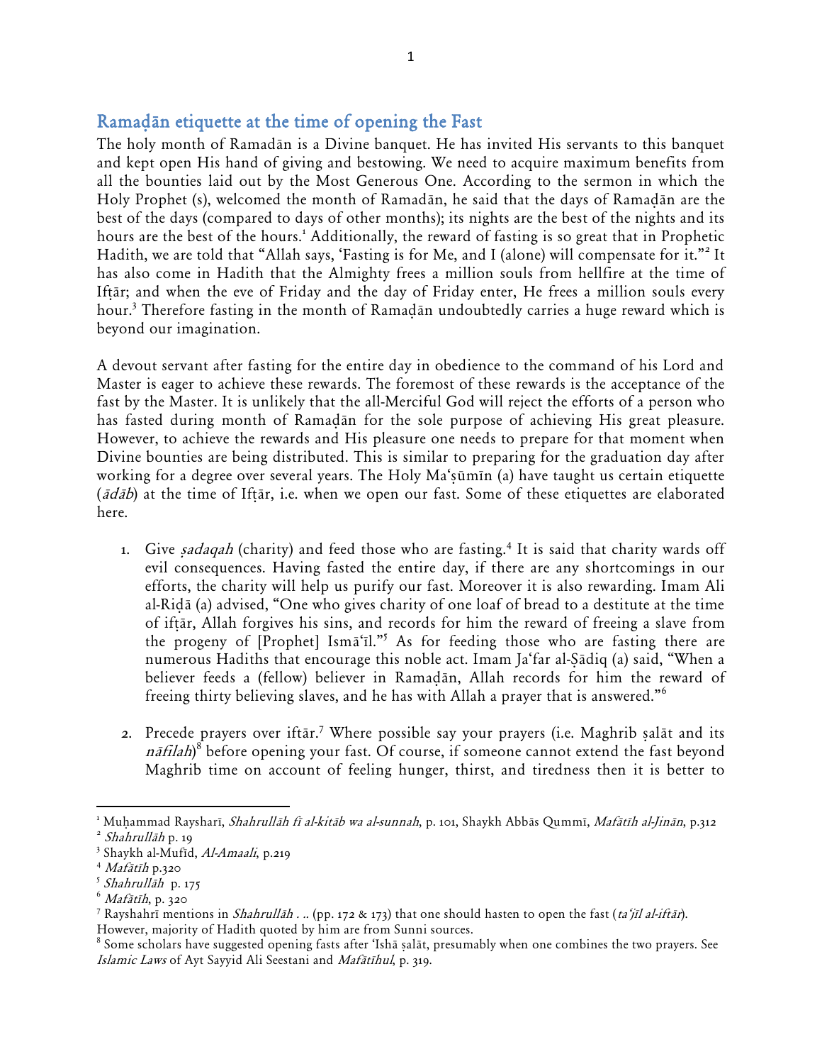## Ramaḍān etiquette at the time of opening the Fast

The holy month of Ramadān is a Divine banquet. He has invited His servants to this banquet and kept open His hand of giving and bestowing. We need to acquire maximum benefits from all the bounties laid out by the Most Generous One. According to the sermon in which the Holy Prophet (s), welcomed the month of Ramadān, he said that the days of Ramaḍān are the best of the days (compared to days of other months); its nights are the best of the nights and its hours are the best of the hours.[1] Additionally, the reward of fasting is so great that in Prophetic Hadith, we are told that "Allah says, 'Fasting is for Me, and I (alone) will compensate for it."[2] It has also come in Hadith that the Almighty frees a million souls from hellfire at the time of Ifṭār; and when the eve of Friday and the day of Friday enter, He frees a million souls every hour.[3] Therefore fasting in the month of Ramaḍān undoubtedly carries a huge reward which is beyond our imagination.

A devout servant after fasting for the entire day in obedience to the command of his Lord and Master is eager to achieve these rewards. The foremost of these rewards is the acceptance of the fast by the Master. It is unlikely that the all-Merciful God will reject the efforts of a person who has fasted during month of Ramaḍān for the sole purpose of achieving His great pleasure. However, to achieve the rewards and His pleasure one needs to prepare for that moment when Divine bounties are being distributed. This is similar to preparing for the graduation day after working for a degree over several years. The Holy Ma'ṣūmīn (a) have taught us certain etiquette (*ādāb*) at the time of Ifṭār, i.e. when we open our fast. Some of these etiquettes are elaborated here.

1. Give *ṣadaqah* (charity) and feed those who are fasting.[4] It is said that charity wards off evil consequences. Having fasted the entire day, if there are any shortcomings in our efforts, the charity will help us purify our fast. Moreover it is also rewarding. Imam Ali al-Riḍā (a) advised, "One who gives charity of one loaf of bread to a destitute at the time of ifṭār, Allah forgives his sins, and records for him the reward of freeing a slave from the progeny of [Prophet] Ismā'īl."[5] As for feeding those who are fasting there are numerous Hadiths that encourage this noble act. Imam Ja'far al-Ṣādiq (a) said, "When a believer feeds a (fellow) believer in Ramaḍān, Allah records for him the reward of freeing thirty believing slaves, and he has with Allah a prayer that is answered."[6]

2. Precede prayers over iftār.[7] Where possible say your prayers (i.e. Maghrib ṣalāt and its *nāfilah*)[8] before opening your fast. Of course, if someone cannot extend the fast beyond Maghrib time on account of feeling hunger, thirst, and tiredness then it is better to

---

[1] Muḥammad Raysharī, *Shahrullāh fī al-kitāb wa al-sunnah*, p. 101, Shaykh Abbās Qummī, *Mafātīh al-Jinān*, p.312

[2] *Shahrullāh* p. 19

[3] Shaykh al-Mufīd, *Al-Amaali*, p.219

[4] *Mafātīh* p.320

[5] *Shahrullāh* p. 175

[6] *Mafātīh*, p. 320

[7] Rayshahrī mentions in *Shahrullāh* . .. (pp. 172 & 173) that one should hasten to open the fast (*ta'jīl al-iftār*). However, majority of Hadith quoted by him are from Sunni sources.

[8] Some scholars have suggested opening fasts after 'Ishā ṣalāt, presumably when one combines the two prayers. See *Islamic Laws* of Ayt Sayyid Ali Seestani and *Mafātīhul*, p. 319.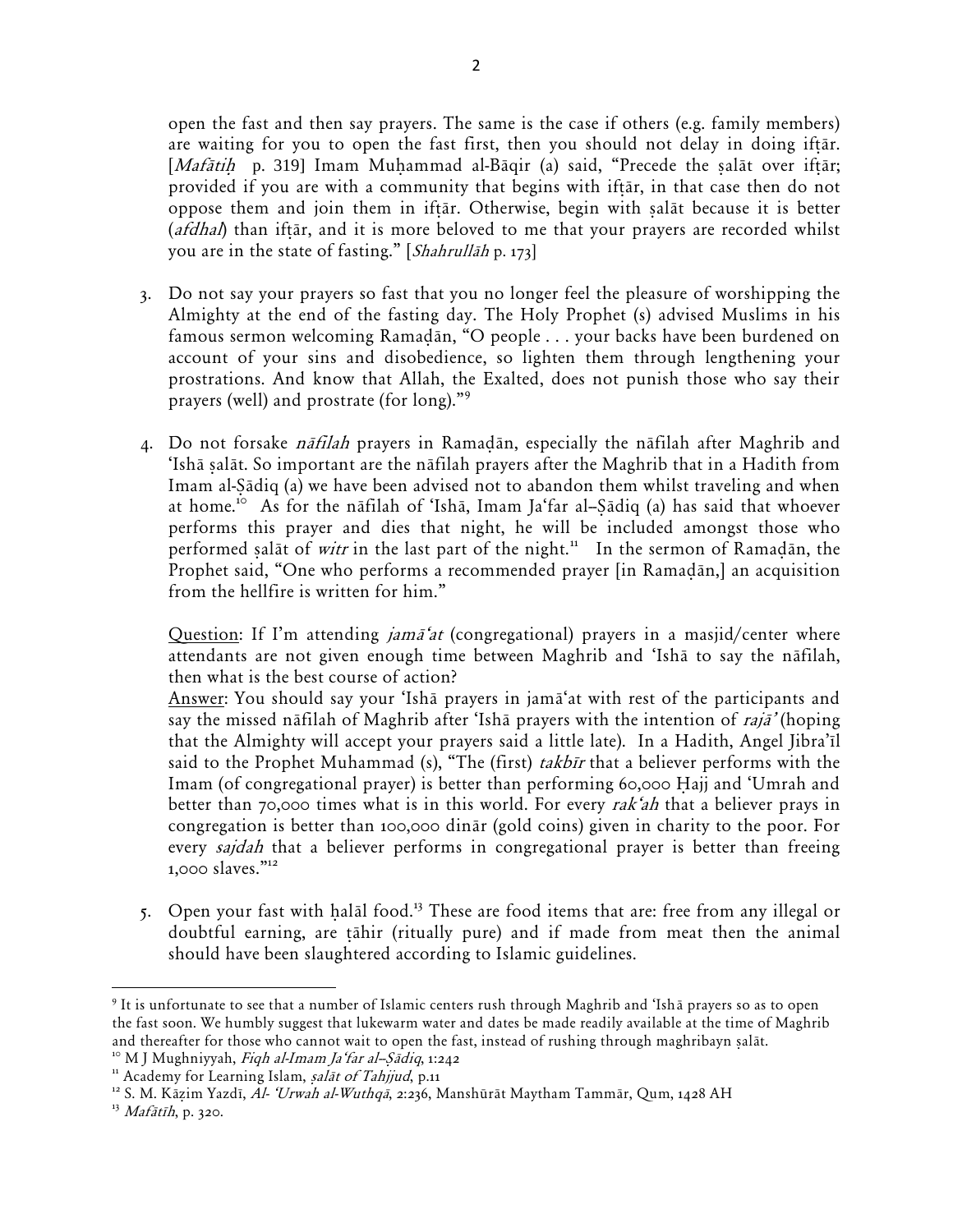open the fast and then say prayers. The same is the case if others (e.g. family members) are waiting for you to open the fast first, then you should not delay in doing ifṭār. [*Mafātiḥ* p. 319] Imam Muḥammad al-Bāqir (a) said, "Precede the ṣalāt over ifṭār; provided if you are with a community that begins with ifṭār, in that case then do not oppose them and join them in ifṭār. Otherwise, begin with ṣalāt because it is better (*afdhal*) than ifṭār, and it is more beloved to me that your prayers are recorded whilst you are in the state of fasting." [*Shahrullāh* p. 173]

3. Do not say your prayers so fast that you no longer feel the pleasure of worshipping the Almighty at the end of the fasting day. The Holy Prophet (s) advised Muslims in his famous sermon welcoming Ramaḍān, "O people . . . your backs have been burdened on account of your sins and disobedience, so lighten them through lengthening your prostrations. And know that Allah, the Exalted, does not punish those who say their prayers (well) and prostrate (for long)."[9]

4. Do not forsake *nāfilah* prayers in Ramaḍān, especially the nāfilah after Maghrib and 'Ishā ṣalāt. So important are the nāfilah prayers after the Maghrib that in a Hadith from Imam al-Ṣādiq (a) we have been advised not to abandon them whilst traveling and when at home.[10] As for the nāfilah of 'Ishā, Imam Ja'far al–Ṣādiq (a) has said that whoever performs this prayer and dies that night, he will be included amongst those who performed ṣalāt of *witr* in the last part of the night.[11] In the sermon of Ramaḍān, the Prophet said, "One who performs a recommended prayer [in Ramaḍān,] an acquisition from the hellfire is written for him."

   Question: If I'm attending *jamā'at* (congregational) prayers in a masjid/center where attendants are not given enough time between Maghrib and 'Ishā to say the nāfilah, then what is the best course of action?
   Answer: You should say your 'Ishā prayers in jamā'at with rest of the participants and say the missed nāfilah of Maghrib after 'Ishā prayers with the intention of *rajā'* (hoping that the Almighty will accept your prayers said a little late). In a Hadith, Angel Jibra'īl said to the Prophet Muhammad (s), "The (first) *takbīr* that a believer performs with the Imam (of congregational prayer) is better than performing 60,000 Ḥajj and 'Umrah and better than 70,000 times what is in this world. For every *rak'ah* that a believer prays in congregation is better than 100,000 dinār (gold coins) given in charity to the poor. For every *sajdah* that a believer performs in congregational prayer is better than freeing 1,000 slaves."[12]

5. Open your fast with ḥalāl food.[13] These are food items that are: free from any illegal or doubtful earning, are ṭāhir (ritually pure) and if made from meat then the animal should have been slaughtered according to Islamic guidelines.

---

[9] It is unfortunate to see that a number of Islamic centers rush through Maghrib and 'Ishā prayers so as to open the fast soon. We humbly suggest that lukewarm water and dates be made readily available at the time of Maghrib and thereafter for those who cannot wait to open the fast, instead of rushing through maghribayn ṣalāt.

[10] M J Mughniyyah, *Fiqh al-Imam Ja'far al–Ṣādiq*, 1:242

[11] Academy for Learning Islam, *ṣalāt of Tahjjud*, p.11

[12] S. M. Kāẓim Yazdī, *Al- 'Urwah al-Wuthqā*, 2:236, Manshūrāt Maytham Tammār, Qum, 1428 AH

[13] *Mafātīh*, p. 320.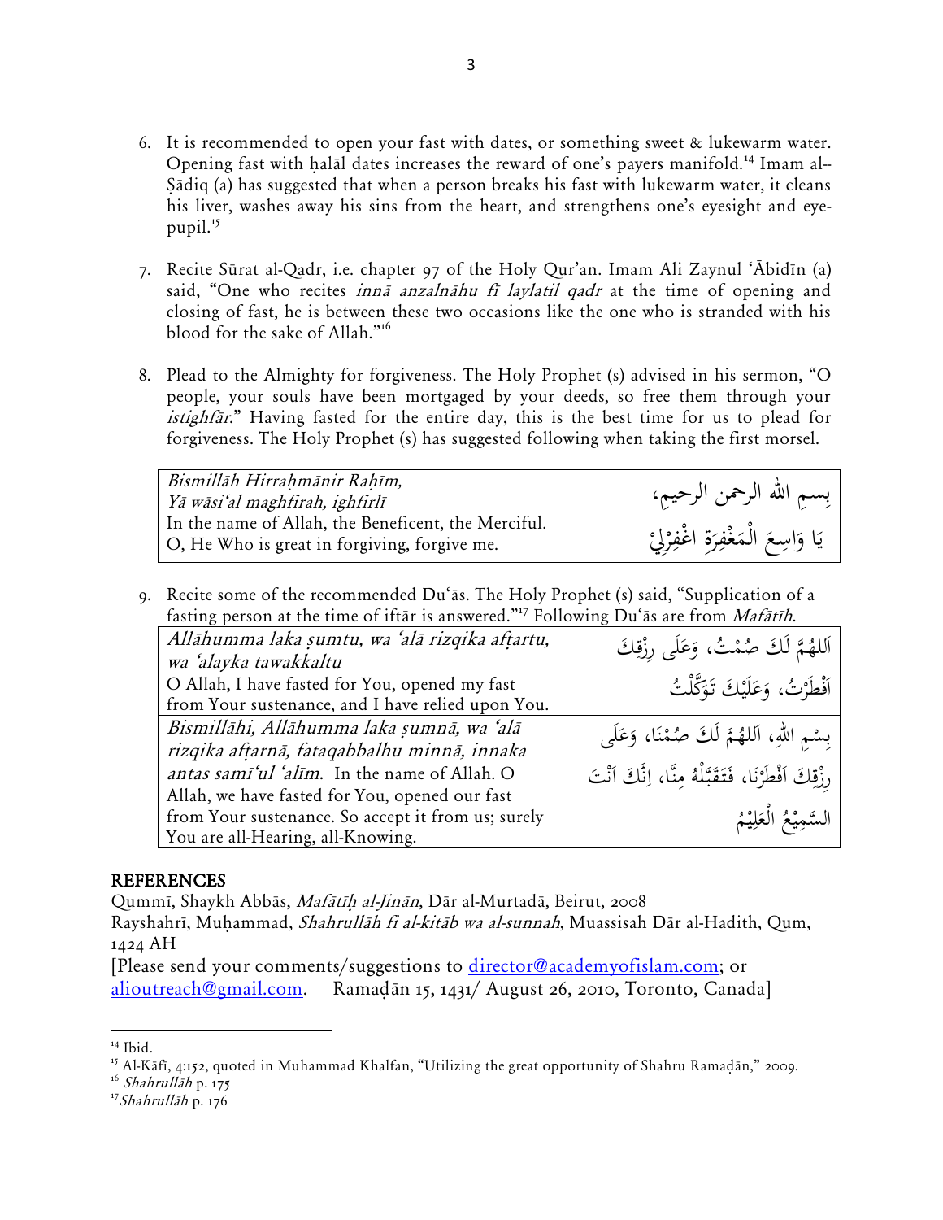6. It is recommended to open your fast with dates, or something sweet & lukewarm water. Opening fast with ḥalāl dates increases the reward of one's payers manifold.[14] Imam al–Ṣādiq (a) has suggested that when a person breaks his fast with lukewarm water, it cleans his liver, washes away his sins from the heart, and strengthens one's eyesight and eye-pupil.[15]

7. Recite Sūrat al-Qadr, i.e. chapter 97 of the Holy Qur'an. Imam Ali Zaynul 'Ābidīn (a) said, "One who recites *innā anzalnāhu fī laylatil qadr* at the time of opening and closing of fast, he is between these two occasions like the one who is stranded with his blood for the sake of Allah."[16]

8. Plead to the Almighty for forgiveness. The Holy Prophet (s) advised in his sermon, "O people, your souls have been mortgaged by your deeds, so free them through your *istighfār*." Having fasted for the entire day, this is the best time for us to plead for forgiveness. The Holy Prophet (s) has suggested following when taking the first morsel.

| | |
|---|---|
| *Bismillāh Hirraḥmānir Raḥīm,*<br>*Yā wāsi'al maghfirah, ighfirlī*<br>In the name of Allah, the Beneficent, the Merciful.<br>O, He Who is great in forgiving, forgive me. | بِسمِ الله الرحمن الرحيم،<br>يَا وَاسِعَ الْمَغْفِرَةِ اغْفِرْلِيْ |

9. Recite some of the recommended Du'ās. The Holy Prophet (s) said, "Supplication of a fasting person at the time of iftār is answered."[17] Following Du'ās are from *Mafātīh*.

| | |
|---|---|
| *Allāhumma laka ṣumtu, wa 'alā rizqika afṭartu, wa 'alayka tawakkaltu*<br>O Allah, I have fasted for You, opened my fast from Your sustenance, and I have relied upon You. | اَللهُمَّ لَكَ صُمْتُ، وَعَلَى رِزْقِكَ اَفْطَرْتُ، وَعَلَيْكَ تَوَكَّلْتُ |
| *Bismillāhi, Allāhumma laka ṣumnā, wa 'alā rizqika afṭarnā, fataqabbalhu minnā, innaka antas samī'ul 'alīm.* In the name of Allah. O Allah, we have fasted for You, opened our fast from Your sustenance. So accept it from us; surely You are all-Hearing, all-Knowing. | بِسْمِ اللهِ، اَللهُمَّ لَكَ صُمْنَا، وَعَلَى رِزْقِكَ اَفْطَرْنَا، فَتَقَبَّلْهُ مِنَّا، اِنَّكَ اَنْتَ السَّمِيْعُ الْعَلِيْمُ |

## REFERENCES

Qummī, Shaykh Abbās, *Mafātīḥ al-Jinān*, Dār al-Murtadā, Beirut, 2008

Rayshahrī, Muḥammad, *Shahrullāh fī al-kitāb wa al-sunnah*, Muassisah Dār al-Hadith, Qum, 1424 AH

[Please send your comments/suggestions to director@academyofislam.com; or alioutreach@gmail.com. Ramaḍān 15, 1431/ August 26, 2010, Toronto, Canada]

[14] Ibid.

[15] Al-Kāfī, 4:152, quoted in Muhammad Khalfan, "Utilizing the great opportunity of Shahru Ramaḍān," 2009.

[16] *Shahrullāh* p. 175

[17] *Shahrullāh* p. 176